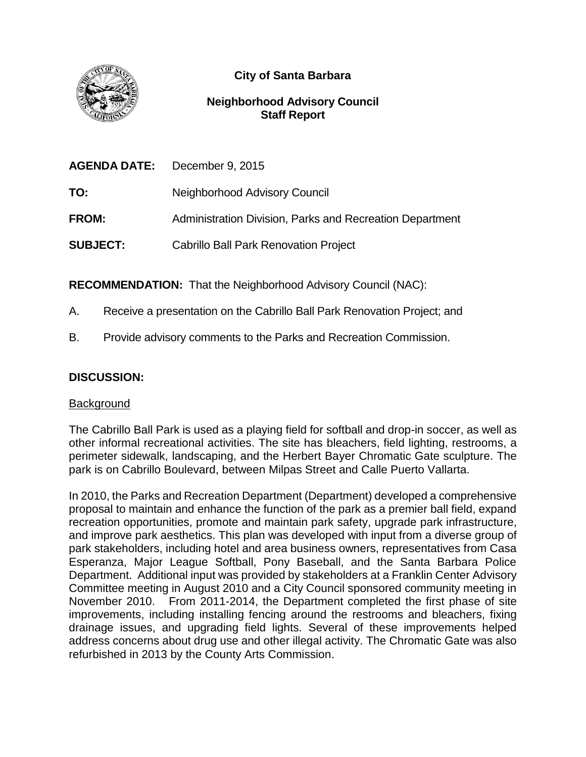**City of Santa Barbara**

**Neighborhood Advisory Council**
**Staff Report**

**AGENDA DATE:** December 9, 2015

**TO:** Neighborhood Advisory Council

**FROM:** Administration Division, Parks and Recreation Department

**SUBJECT:** Cabrillo Ball Park Renovation Project

**RECOMMENDATION:** That the Neighborhood Advisory Council (NAC):

A. Receive a presentation on the Cabrillo Ball Park Renovation Project; and

B. Provide advisory comments to the Parks and Recreation Commission.

## DISCUSSION:

Background

The Cabrillo Ball Park is used as a playing field for softball and drop-in soccer, as well as other informal recreational activities. The site has bleachers, field lighting, restrooms, a perimeter sidewalk, landscaping, and the Herbert Bayer Chromatic Gate sculpture. The park is on Cabrillo Boulevard, between Milpas Street and Calle Puerto Vallarta.

In 2010, the Parks and Recreation Department (Department) developed a comprehensive proposal to maintain and enhance the function of the park as a premier ball field, expand recreation opportunities, promote and maintain park safety, upgrade park infrastructure, and improve park aesthetics. This plan was developed with input from a diverse group of park stakeholders, including hotel and area business owners, representatives from Casa Esperanza, Major League Softball, Pony Baseball, and the Santa Barbara Police Department. Additional input was provided by stakeholders at a Franklin Center Advisory Committee meeting in August 2010 and a City Council sponsored community meeting in November 2010. From 2011-2014, the Department completed the first phase of site improvements, including installing fencing around the restrooms and bleachers, fixing drainage issues, and upgrading field lights. Several of these improvements helped address concerns about drug use and other illegal activity. The Chromatic Gate was also refurbished in 2013 by the County Arts Commission.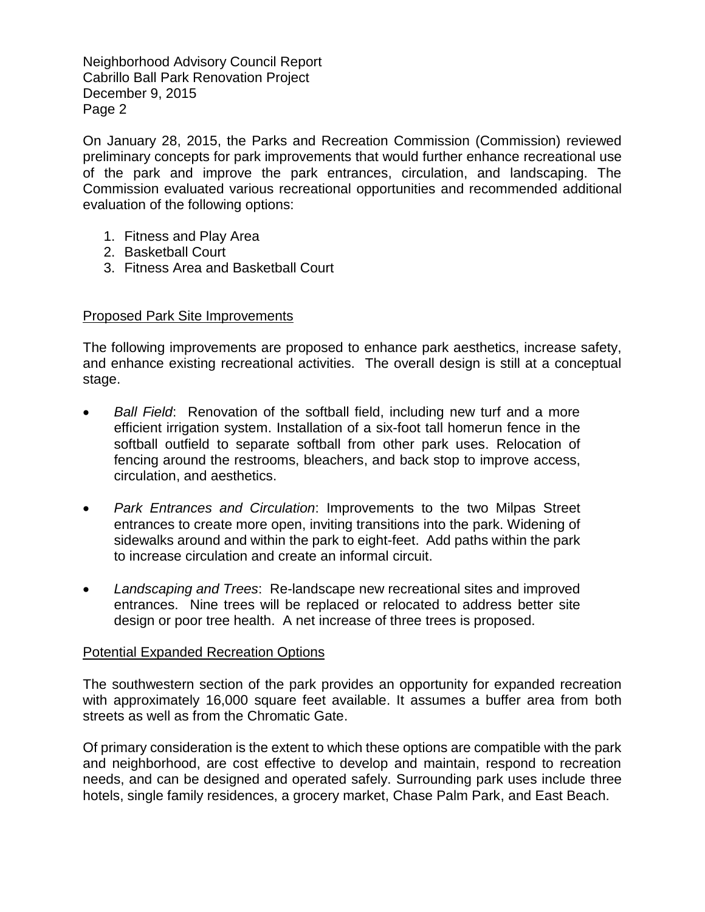On January 28, 2015, the Parks and Recreation Commission (Commission) reviewed preliminary concepts for park improvements that would further enhance recreational use of the park and improve the park entrances, circulation, and landscaping. The Commission evaluated various recreational opportunities and recommended additional evaluation of the following options:

1. Fitness and Play Area
2. Basketball Court
3. Fitness Area and Basketball Court

## Proposed Park Site Improvements

The following improvements are proposed to enhance park aesthetics, increase safety, and enhance existing recreational activities. The overall design is still at a conceptual stage.

- *Ball Field*: Renovation of the softball field, including new turf and a more efficient irrigation system. Installation of a six-foot tall homerun fence in the softball outfield to separate softball from other park uses. Relocation of fencing around the restrooms, bleachers, and back stop to improve access, circulation, and aesthetics.

- *Park Entrances and Circulation*: Improvements to the two Milpas Street entrances to create more open, inviting transitions into the park. Widening of sidewalks around and within the park to eight-feet. Add paths within the park to increase circulation and create an informal circuit.

- *Landscaping and Trees*: Re-landscape new recreational sites and improved entrances. Nine trees will be replaced or relocated to address better site design or poor tree health. A net increase of three trees is proposed.

## Potential Expanded Recreation Options

The southwestern section of the park provides an opportunity for expanded recreation with approximately 16,000 square feet available. It assumes a buffer area from both streets as well as from the Chromatic Gate.

Of primary consideration is the extent to which these options are compatible with the park and neighborhood, are cost effective to develop and maintain, respond to recreation needs, and can be designed and operated safely. Surrounding park uses include three hotels, single family residences, a grocery market, Chase Palm Park, and East Beach.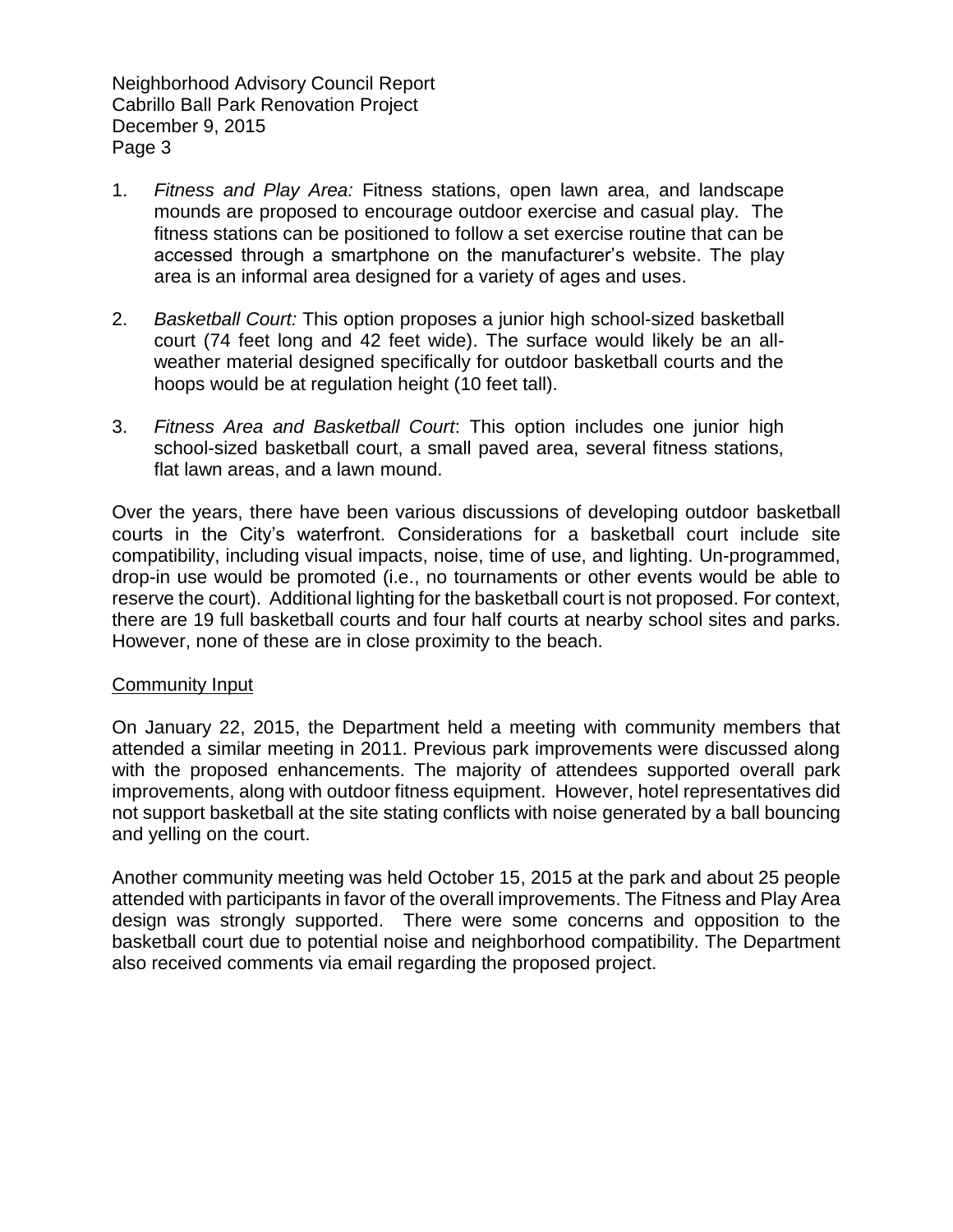1. *Fitness and Play Area:* Fitness stations, open lawn area, and landscape mounds are proposed to encourage outdoor exercise and casual play. The fitness stations can be positioned to follow a set exercise routine that can be accessed through a smartphone on the manufacturer's website. The play area is an informal area designed for a variety of ages and uses.

2. *Basketball Court:* This option proposes a junior high school-sized basketball court (74 feet long and 42 feet wide). The surface would likely be an all-weather material designed specifically for outdoor basketball courts and the hoops would be at regulation height (10 feet tall).

3. *Fitness Area and Basketball Court*: This option includes one junior high school-sized basketball court, a small paved area, several fitness stations, flat lawn areas, and a lawn mound.

Over the years, there have been various discussions of developing outdoor basketball courts in the City's waterfront. Considerations for a basketball court include site compatibility, including visual impacts, noise, time of use, and lighting. Un-programmed, drop-in use would be promoted (i.e., no tournaments or other events would be able to reserve the court). Additional lighting for the basketball court is not proposed. For context, there are 19 full basketball courts and four half courts at nearby school sites and parks. However, none of these are in close proximity to the beach.

## Community Input

On January 22, 2015, the Department held a meeting with community members that attended a similar meeting in 2011. Previous park improvements were discussed along with the proposed enhancements. The majority of attendees supported overall park improvements, along with outdoor fitness equipment. However, hotel representatives did not support basketball at the site stating conflicts with noise generated by a ball bouncing and yelling on the court.

Another community meeting was held October 15, 2015 at the park and about 25 people attended with participants in favor of the overall improvements. The Fitness and Play Area design was strongly supported. There were some concerns and opposition to the basketball court due to potential noise and neighborhood compatibility. The Department also received comments via email regarding the proposed project.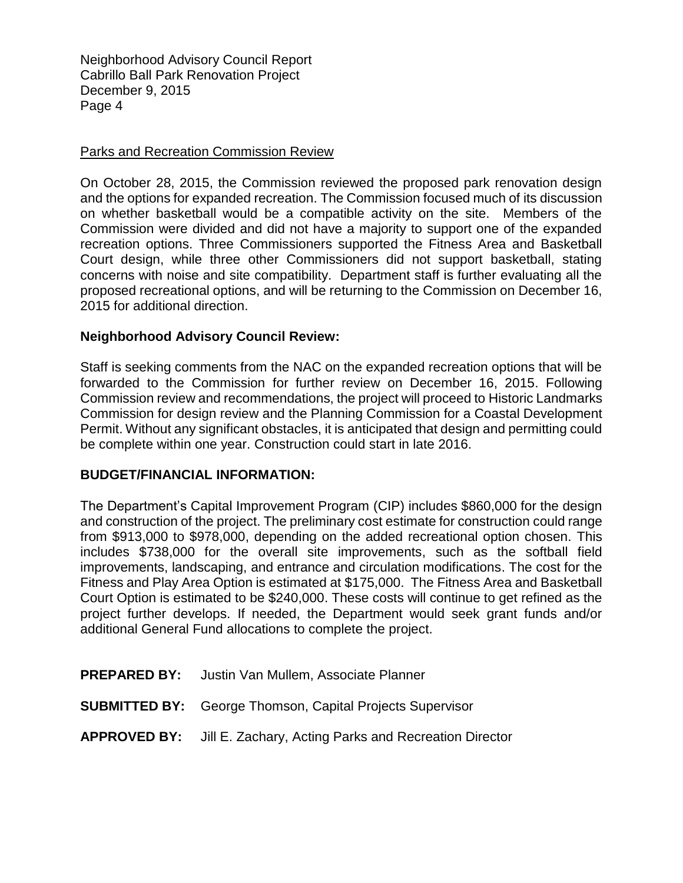Parks and Recreation Commission Review

On October 28, 2015, the Commission reviewed the proposed park renovation design and the options for expanded recreation. The Commission focused much of its discussion on whether basketball would be a compatible activity on the site. Members of the Commission were divided and did not have a majority to support one of the expanded recreation options. Three Commissioners supported the Fitness Area and Basketball Court design, while three other Commissioners did not support basketball, stating concerns with noise and site compatibility. Department staff is further evaluating all the proposed recreational options, and will be returning to the Commission on December 16, 2015 for additional direction.

**Neighborhood Advisory Council Review:**

Staff is seeking comments from the NAC on the expanded recreation options that will be forwarded to the Commission for further review on December 16, 2015. Following Commission review and recommendations, the project will proceed to Historic Landmarks Commission for design review and the Planning Commission for a Coastal Development Permit. Without any significant obstacles, it is anticipated that design and permitting could be complete within one year. Construction could start in late 2016.

**BUDGET/FINANCIAL INFORMATION:**

The Department's Capital Improvement Program (CIP) includes $860,000 for the design and construction of the project. The preliminary cost estimate for construction could range from $913,000 to $978,000, depending on the added recreational option chosen. This includes $738,000 for the overall site improvements, such as the softball field improvements, landscaping, and entrance and circulation modifications. The cost for the Fitness and Play Area Option is estimated at $175,000. The Fitness Area and Basketball Court Option is estimated to be $240,000. These costs will continue to get refined as the project further develops. If needed, the Department would seek grant funds and/or additional General Fund allocations to complete the project.

**PREPARED BY:** Justin Van Mullem, Associate Planner

**SUBMITTED BY:** George Thomson, Capital Projects Supervisor

**APPROVED BY:** Jill E. Zachary, Acting Parks and Recreation Director